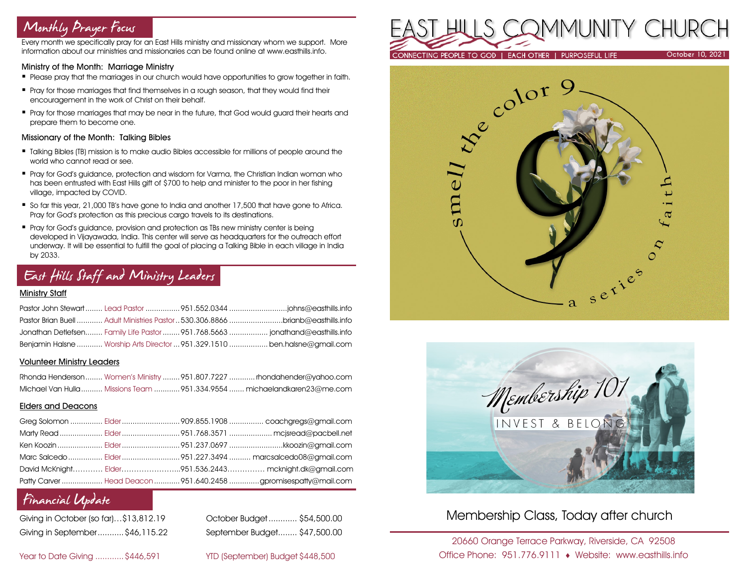## Monthly Prayer Focus

Every month we specifically pray for an East Hills ministry and missionary whom we support. More information about our ministries and missionaries can be found online at www.easthills.info.

### Ministry of the Month: Marriage Ministry

- Please pray that the marriages in our church would have opportunities to grow together in faith.
- Pray for those marriages that find themselves in a rough season, that they would find their encouragement in the work of Christ on their behalf.
- Pray for those marriages that may be near in the future, that God would guard their hearts and prepare them to become one.

### Missionary of the Month: Talking Bibles

- Talking Bibles (TB) mission is to make audio Bibles accessible for millions of people around the world who cannot read or see.
- Pray for God's guidance, protection and wisdom for Varma, the Christian Indian woman who has been entrusted with East Hills gift of $700 to help and minister to the poor in her fishing village, impacted by COVID.
- So far this year, 21,000 TB's have gone to India and another 17,500 that have gone to Africa. Pray for God's protection as this precious cargo travels to its destinations.
- Pray for God's guidance, provision and protection as TBs new ministry center is being developed in Vijayawada, India. This center will serve as headquarters for the outreach effort underway. It will be essential to fulfill the goal of placing a Talking Bible in each village in India by 2033.

## East Hills Staff and Ministry Leaders

### Ministry Staff

| Name | Role | Phone | Email |
|---|---|---|---|
| Pastor John Stewart | Lead Pastor | 951.552.0344 | johns@easthills.info |
| Pastor Brian Buell | Adult Ministries Pastor | 530.306.8866 | brianb@easthills.info |
| Jonathan Detlefsen | Family Life Pastor | 951.768.5663 | jonathand@easthills.info |
| Benjamin Halsne | Worship Arts Director | 951.329.1510 | ben.halsne@gmail.com |

### Volunteer Ministry Leaders

| Name | Role | Phone | Email |
|---|---|---|---|
| Rhonda Henderson | Women's Ministry | 951.807.7227 | rhondahender@yahoo.com |
| Michael Van Hulla | Missions Team | 951.334.9554 | michaelandkaren23@me.com |

### Elders and Deacons

| Name | Role | Phone | Email |
|---|---|---|---|
| Greg Solomon | Elder | 909.855.1908 | coachgregs@gmail.com |
| Marty Read | Elder | 951.768.3571 | mcjsread@pacbell.net |
| Ken Koozin | Elder | 951.237.0697 | kkoozin@gmail.com |
| Marc Salcedo | Elder | 951.227.3494 | marcsalcedo08@gmail.com |
| David McKnight | Elder | 951.536.2443 | mcknight.dk@gmail.com |
| Patty Carver | Head Deacon | 951.640.2458 | gpromisespatty@mail.com |

## Financial Update

| | | | |
|---|---|---|---|
| Giving in October (so far) | $13,812.19 | October Budget | $54,500.00 |
| Giving in September | $46,115.22 | September Budget | $47,500.00 |
| Year to Date Giving | $446,591 | YTD (September) Budget | $448,500 |

# EAST HILLS COMMUNITY CHURCH

CONNECTING PEOPLE TO GOD | EACH OTHER | PURPOSEFUL LIFE

October 10, 2021

smell the color 9 — a series on faith

Membership 101 — INVEST & BELONG

## Membership Class, Today after church

20660 Orange Terrace Parkway, Riverside, CA 92508

Office Phone: 951.776.9111 ♦ Website: www.easthills.info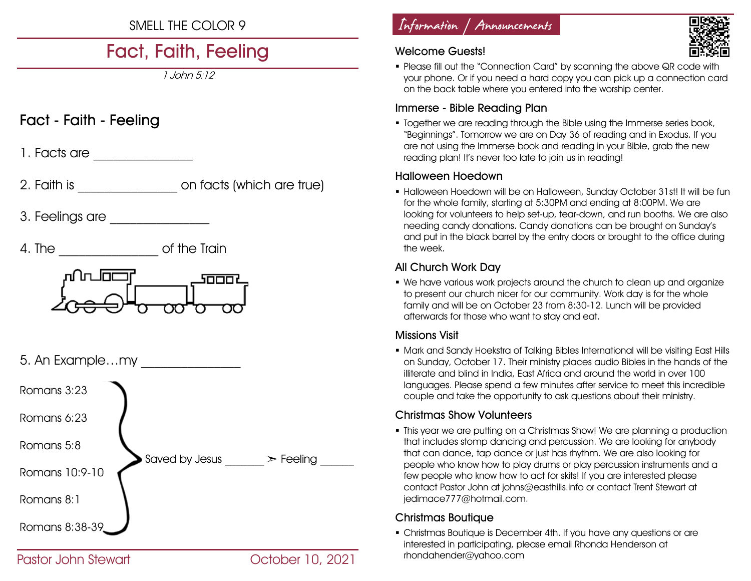SMELL THE COLOR 9

# Fact, Faith, Feeling

*1 John 5:12*

## Fact - Faith - Feeling

1. Facts are _______________

2. Faith is _______________ on facts (which are true)

3. Feelings are _______________

4. The _______________ of the Train

5. An Example…my _______________

Romans 3:23

Romans 6:23

Romans 5:8

Romans 10:9-10

Romans 8:1

Romans 8:38-39

Saved by Jesus _______ ➢ Feeling ______

Pastor John Stewart

October 10, 2021

## Information / Announcements

### Welcome Guests!

- Please fill out the "Connection Card" by scanning the above QR code with your phone. Or if you need a hard copy you can pick up a connection card on the back table where you entered into the worship center.

### Immerse - Bible Reading Plan

- Together we are reading through the Bible using the Immerse series book, "Beginnings". Tomorrow we are on Day 36 of reading and in Exodus. If you are not using the Immerse book and reading in your Bible, grab the new reading plan! It's never too late to join us in reading!

### Halloween Hoedown

- Halloween Hoedown will be on Halloween, Sunday October 31st! It will be fun for the whole family, starting at 5:30PM and ending at 8:00PM. We are looking for volunteers to help set-up, tear-down, and run booths. We are also needing candy donations. Candy donations can be brought on Sunday's and put in the black barrel by the entry doors or brought to the office during the week.

### All Church Work Day

- We have various work projects around the church to clean up and organize to present our church nicer for our community. Work day is for the whole family and will be on October 23 from 8:30-12. Lunch will be provided afterwards for those who want to stay and eat.

### Missions Visit

- Mark and Sandy Hoekstra of Talking Bibles International will be visiting East Hills on Sunday, October 17. Their ministry places audio Bibles in the hands of the illiterate and blind in India, East Africa and around the world in over 100 languages. Please spend a few minutes after service to meet this incredible couple and take the opportunity to ask questions about their ministry.

### Christmas Show Volunteers

- This year we are putting on a Christmas Show! We are planning a production that includes stomp dancing and percussion. We are looking for anybody that can dance, tap dance or just has rhythm. We are also looking for people who know how to play drums or play percussion instruments and a few people who know how to act for skits! If you are interested please contact Pastor John at johns@easthills.info or contact Trent Stewart at jedimace777@hotmail.com.

### Christmas Boutique

- Christmas Boutique is December 4th. If you have any questions or are interested in participating, please email Rhonda Henderson at rhondahender@yahoo.com